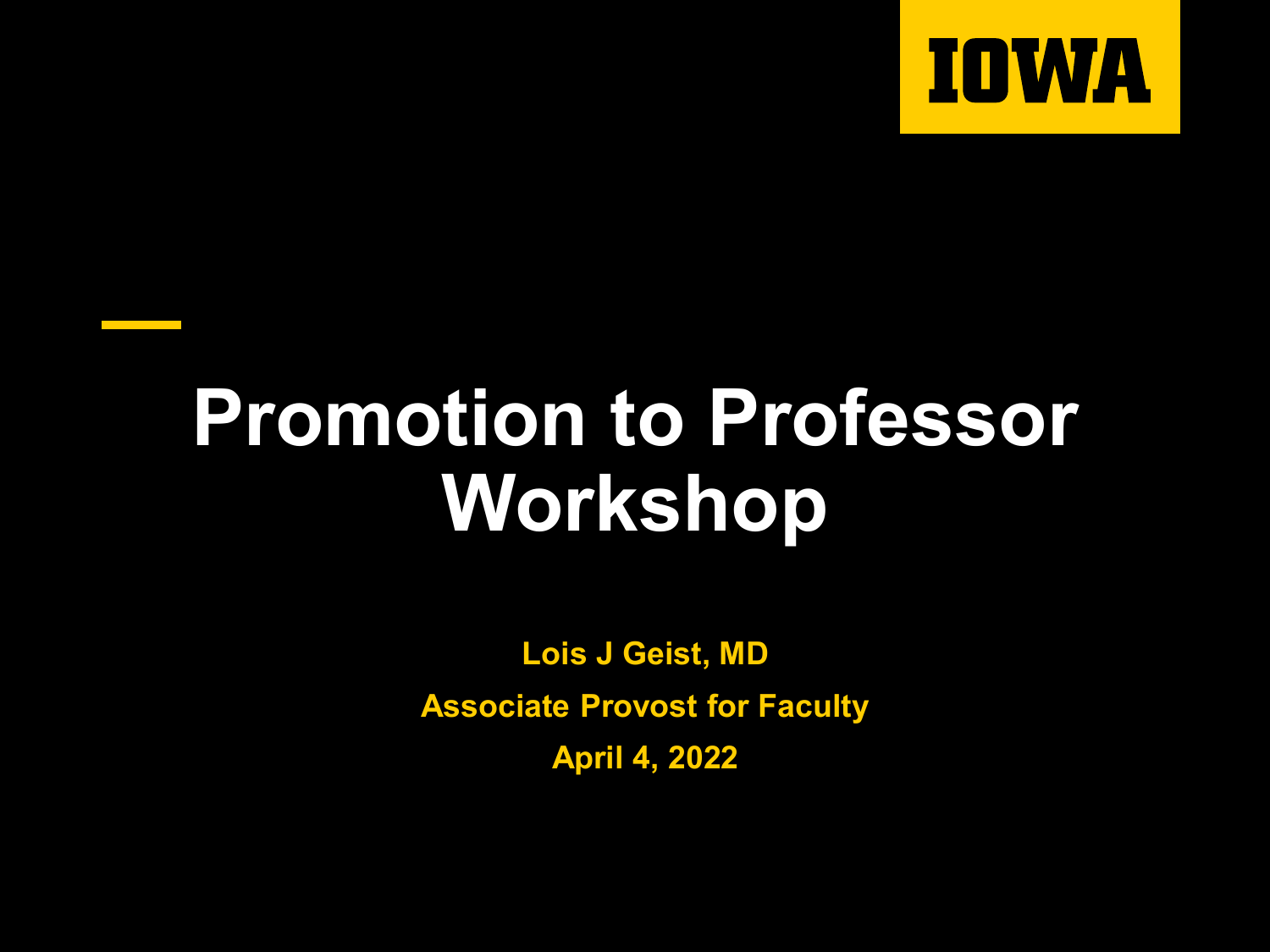IOWA

# Promotion to Professor Workshop

**Lois J Geist, MD**

**Associate Provost for Faculty**

**April 4, 2022**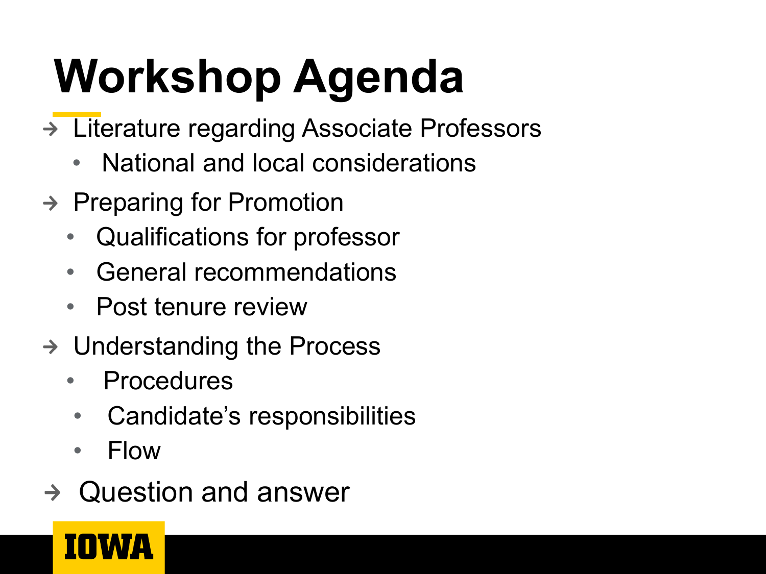# Workshop Agenda

- Literature regarding Associate Professors
  - National and local considerations
- Preparing for Promotion
  - Qualifications for professor
  - General recommendations
  - Post tenure review
- Understanding the Process
  - Procedures
  - Candidate's responsibilities
  - Flow
- Question and answer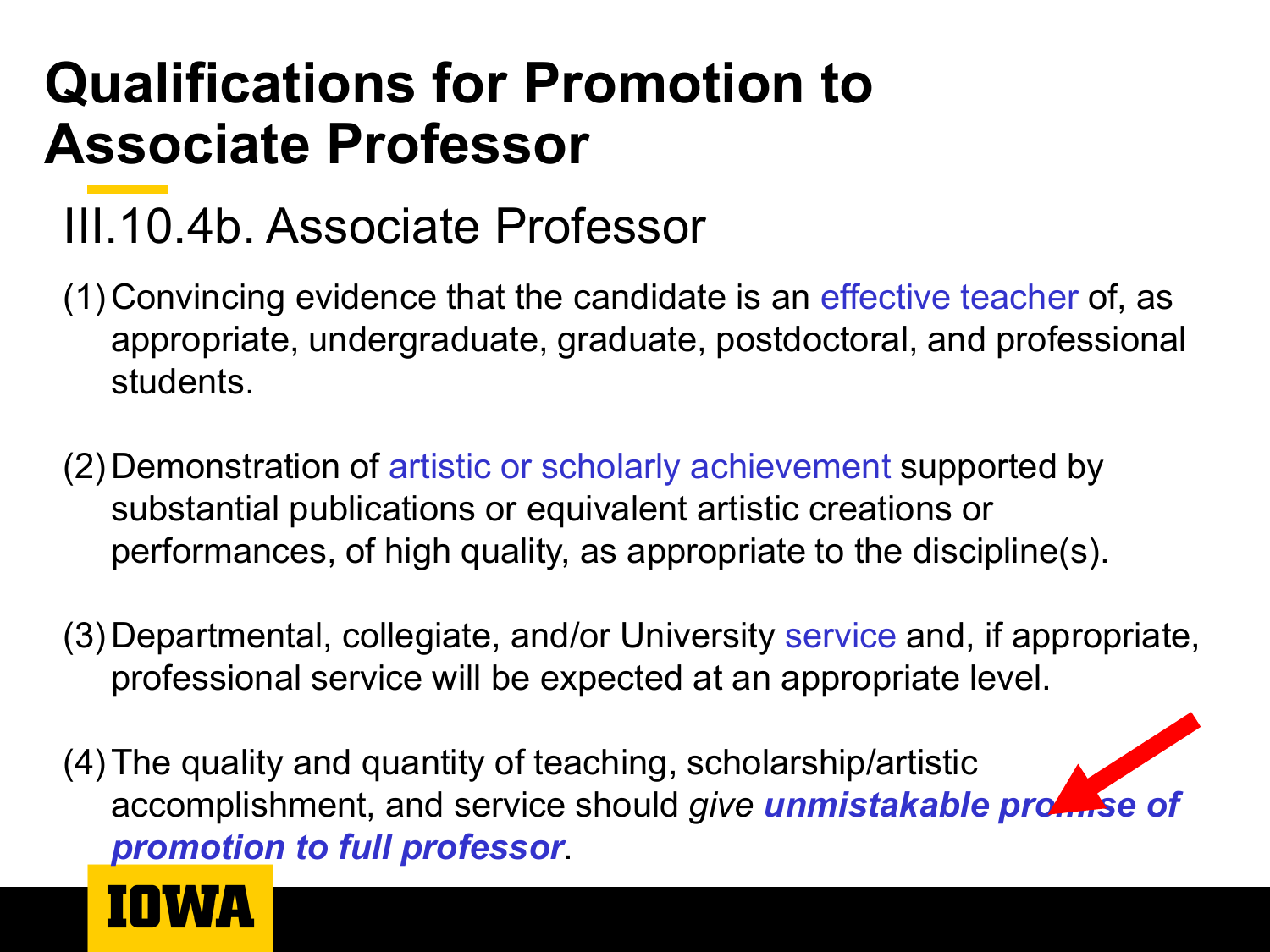# Qualifications for Promotion to Associate Professor

## III.10.4b. Associate Professor

(1) Convincing evidence that the candidate is an effective teacher of, as appropriate, undergraduate, graduate, postdoctoral, and professional students.

(2) Demonstration of artistic or scholarly achievement supported by substantial publications or equivalent artistic creations or performances, of high quality, as appropriate to the discipline(s).

(3) Departmental, collegiate, and/or University service and, if appropriate, professional service will be expected at an appropriate level.

(4) The quality and quantity of teaching, scholarship/artistic accomplishment, and service should *give* ***unmistakable promise of promotion to full professor***.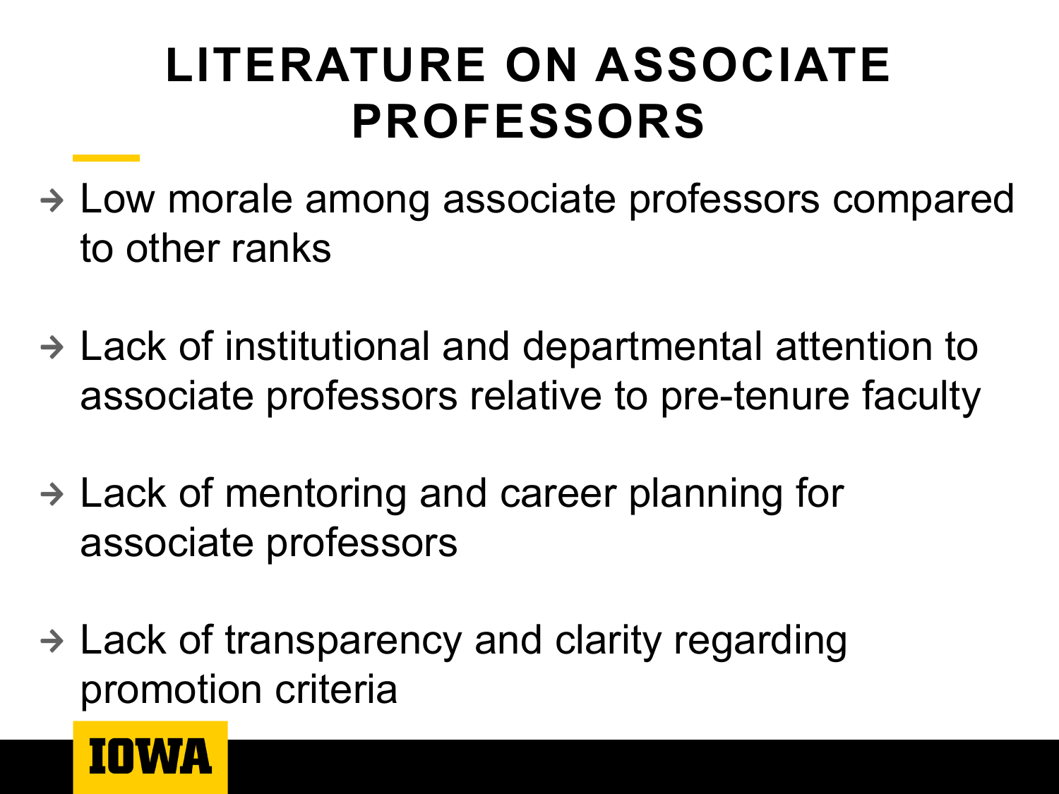# LITERATURE ON ASSOCIATE PROFESSORS

- Low morale among associate professors compared to other ranks
- Lack of institutional and departmental attention to associate professors relative to pre-tenure faculty
- Lack of mentoring and career planning for associate professors
- Lack of transparency and clarity regarding promotion criteria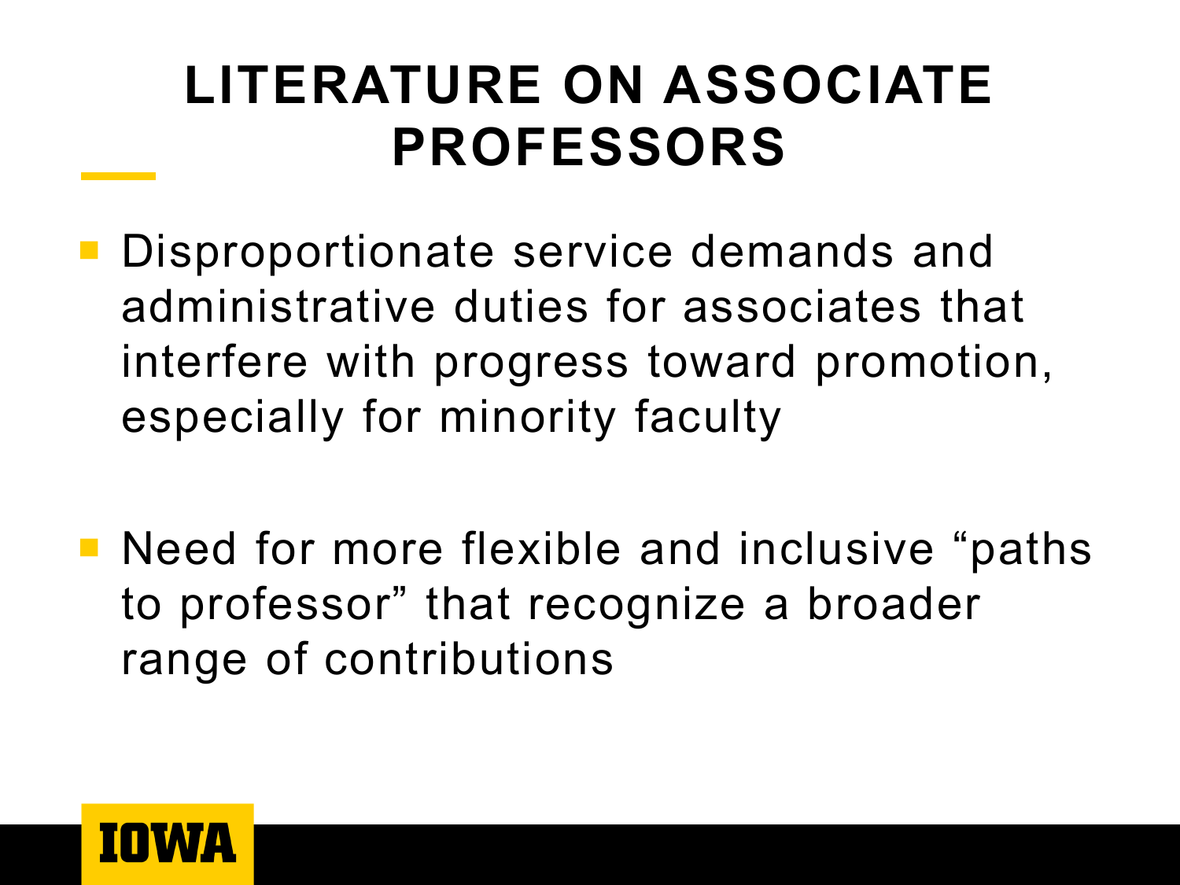# LITERATURE ON ASSOCIATE PROFESSORS

- Disproportionate service demands and administrative duties for associates that interfere with progress toward promotion, especially for minority faculty

- Need for more flexible and inclusive "paths to professor" that recognize a broader range of contributions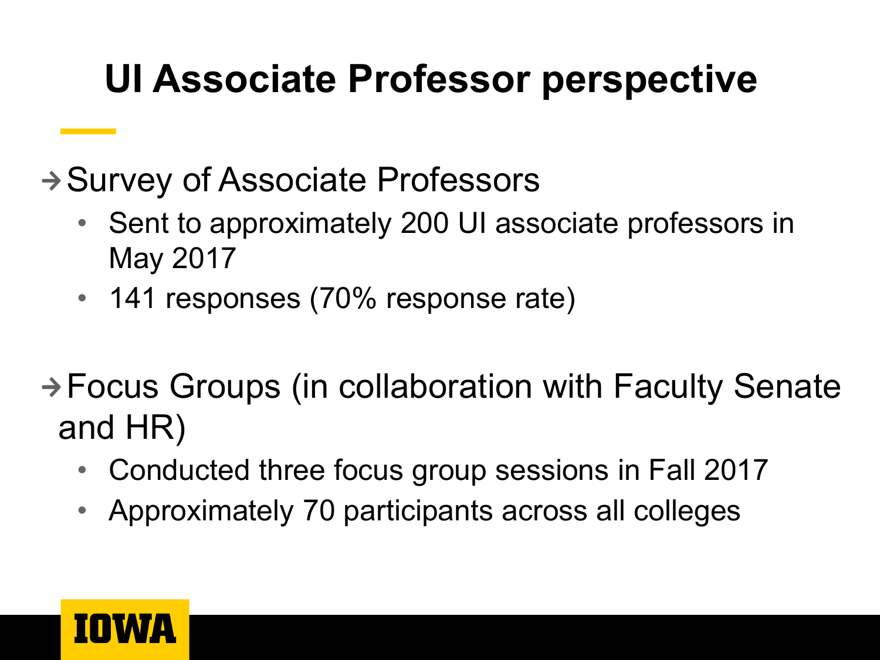# UI Associate Professor perspective

- Survey of Associate Professors
  - Sent to approximately 200 UI associate professors in May 2017
  - 141 responses (70% response rate)

- Focus Groups (in collaboration with Faculty Senate and HR)
  - Conducted three focus group sessions in Fall 2017
  - Approximately 70 participants across all colleges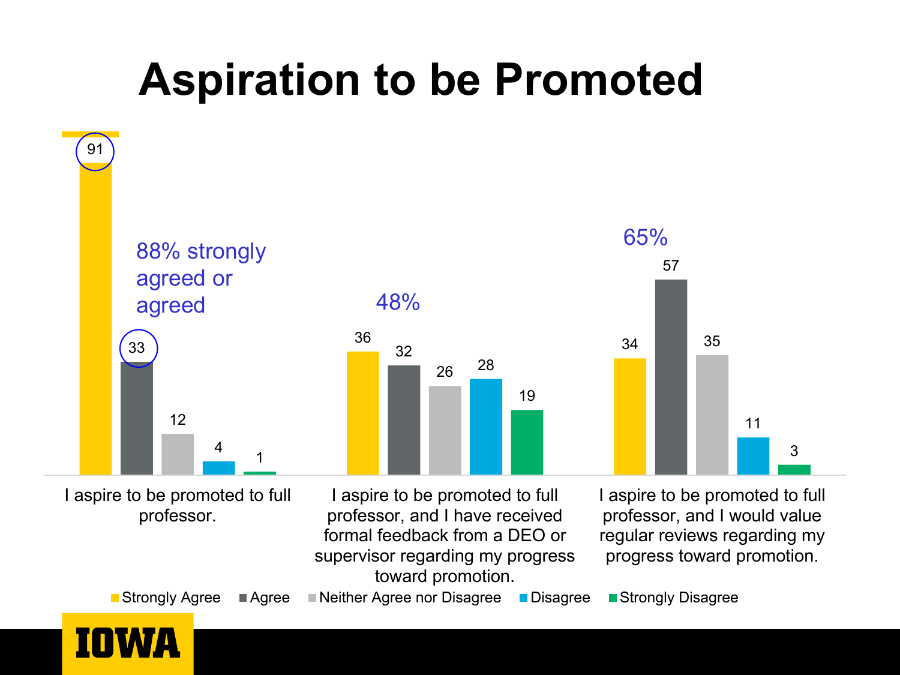# Aspiration to be Promoted

| | Strongly Agree | Agree | Neither Agree nor Disagree | Disagree | Strongly Disagree |
|---|---|---|---|---|---|
| I aspire to be promoted to full professor. | 91 | 33 | 12 | 4 | 1 |
| I aspire to be promoted to full professor, and I have received formal feedback from a DEO or supervisor regarding my progress toward promotion. | 36 | 32 | 26 | 28 | 19 |
| I aspire to be promoted to full professor, and I would value regular reviews regarding my progress toward promotion. | 34 | 57 | 35 | 11 | 3 |

88% strongly agreed or agreed

48%

65%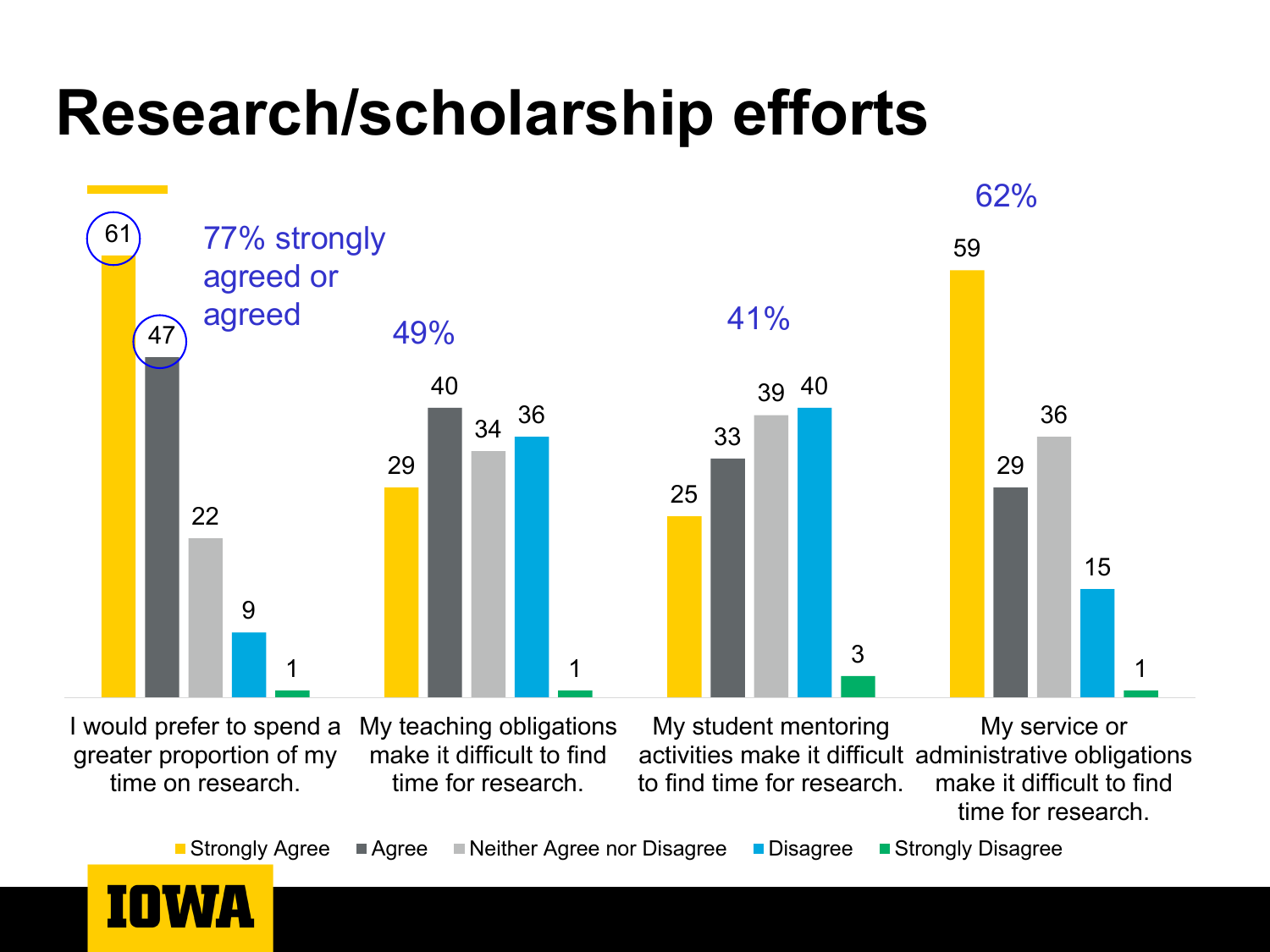# Research/scholarship efforts

| | Strongly Agree | Agree | Neither Agree nor Disagree | Disagree | Strongly Disagree |
|---|---|---|---|---|---|
| I would prefer to spend a greater proportion of my time on research. | 61 | 47 | 22 | 9 | 1 |
| My teaching obligations make it difficult to find time for research. | 29 | 40 | 34 | 36 | 1 |
| My student mentoring activities make it difficult to find time for research. | 25 | 33 | 39 | 40 | 3 |
| My service or administrative obligations make it difficult to find time for research. | 59 | 29 | 36 | 15 | 1 |

77% strongly agreed or agreed

49%

41%

62%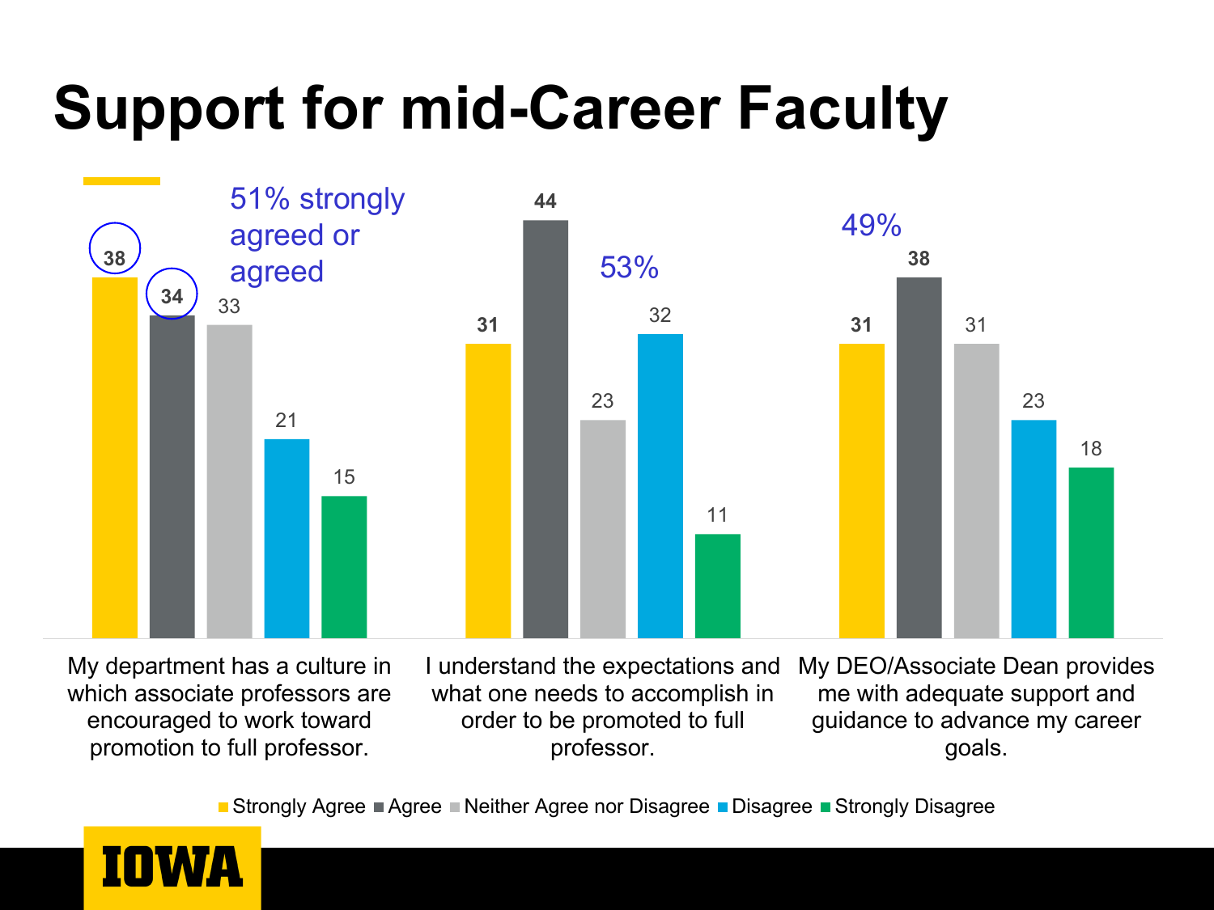# Support for mid-Career Faculty

| | Strongly Agree | Agree | Neither Agree nor Disagree | Disagree | Strongly Disagree |
|---|---|---|---|---|---|
| My department has a culture in which associate professors are encouraged to work toward promotion to full professor. | 38 | 34 | 33 | 21 | 15 |
| I understand the expectations and what one needs to accomplish in order to be promoted to full professor. | 31 | 44 | 23 | 32 | 11 |
| My DEO/Associate Dean provides me with adequate support and guidance to advance my career goals. | 31 | 38 | 31 | 23 | 18 |

51% strongly agreed or agreed

53%

49%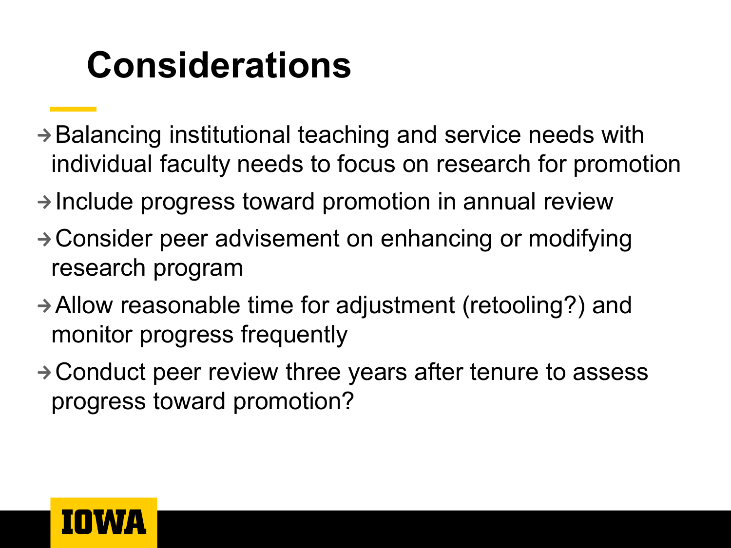# Considerations

- Balancing institutional teaching and service needs with individual faculty needs to focus on research for promotion
- Include progress toward promotion in annual review
- Consider peer advisement on enhancing or modifying research program
- Allow reasonable time for adjustment (retooling?) and monitor progress frequently
- Conduct peer review three years after tenure to assess progress toward promotion?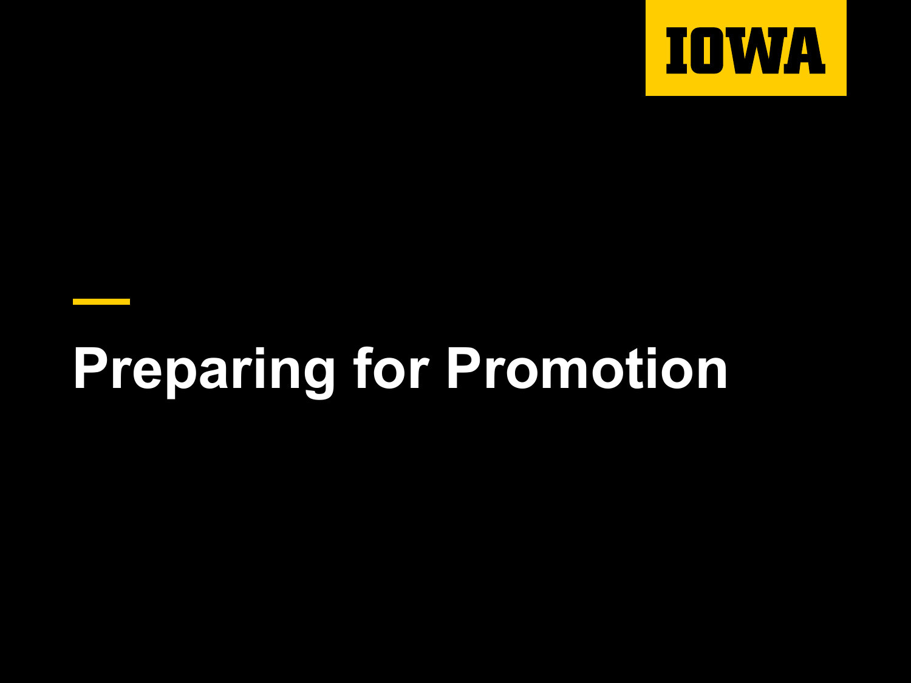IOWA

# Preparing for Promotion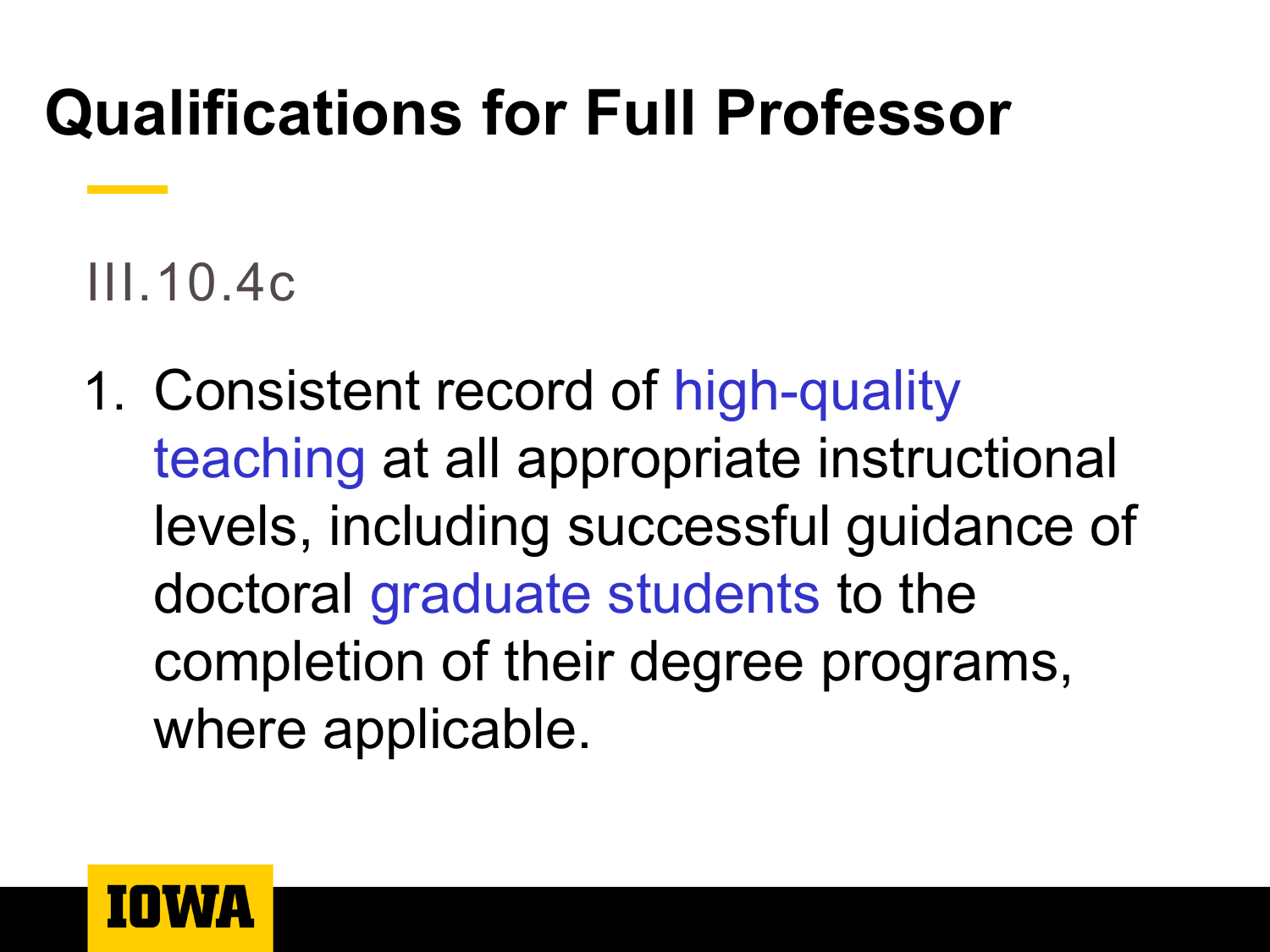# Qualifications for Full Professor

III.10.4c

1. Consistent record of high-quality teaching at all appropriate instructional levels, including successful guidance of doctoral graduate students to the completion of their degree programs, where applicable.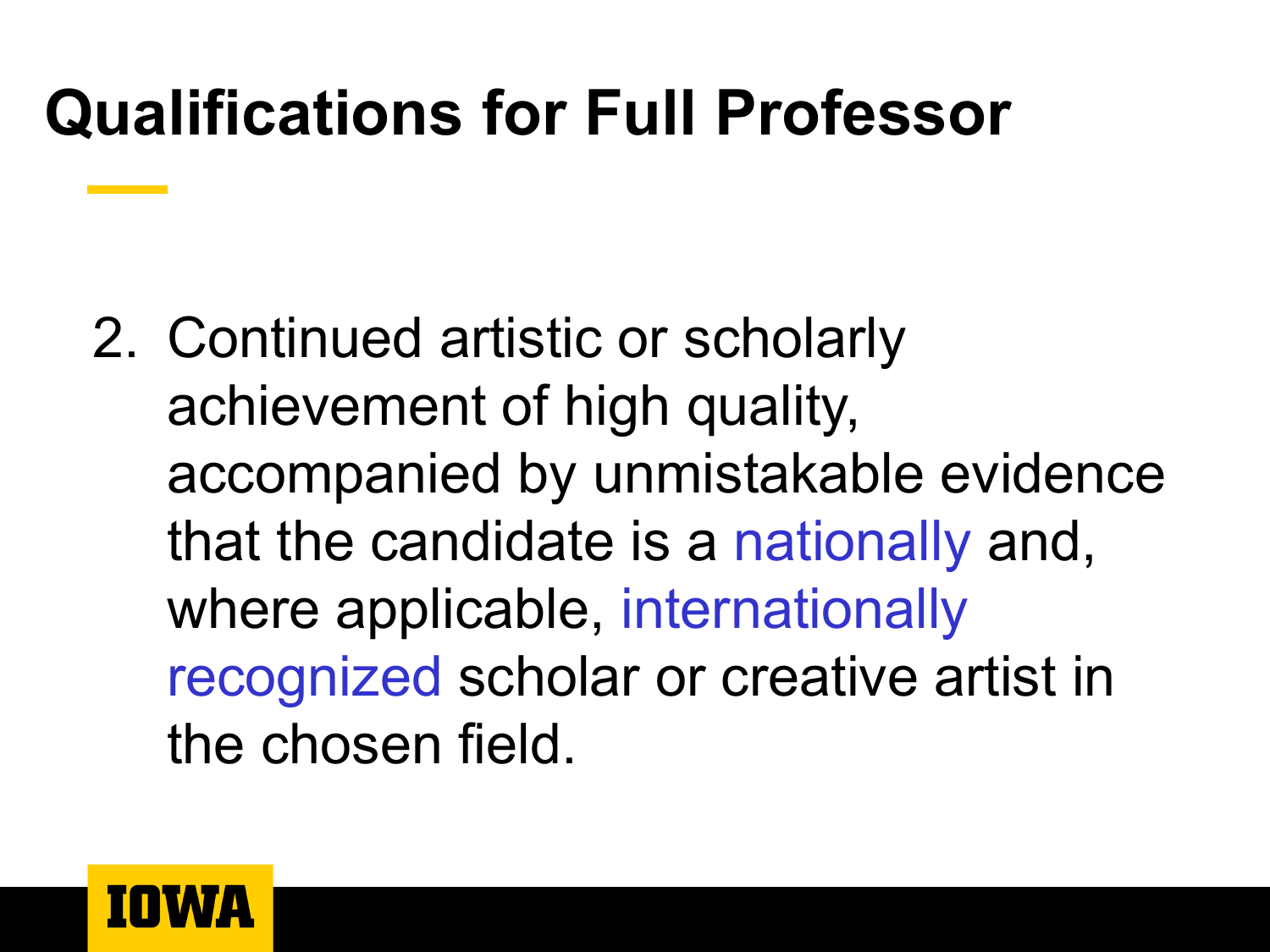# Qualifications for Full Professor

2. Continued artistic or scholarly achievement of high quality, accompanied by unmistakable evidence that the candidate is a nationally and, where applicable, internationally recognized scholar or creative artist in the chosen field.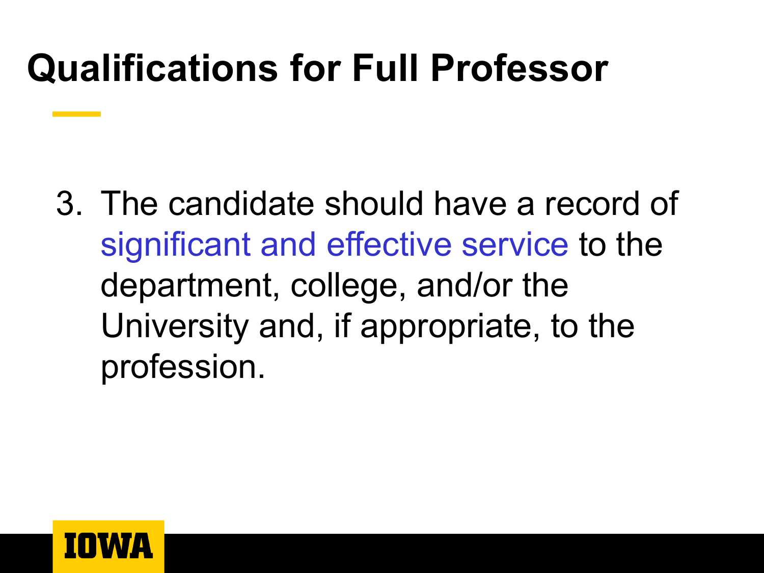# Qualifications for Full Professor

3. The candidate should have a record of significant and effective service to the department, college, and/or the University and, if appropriate, to the profession.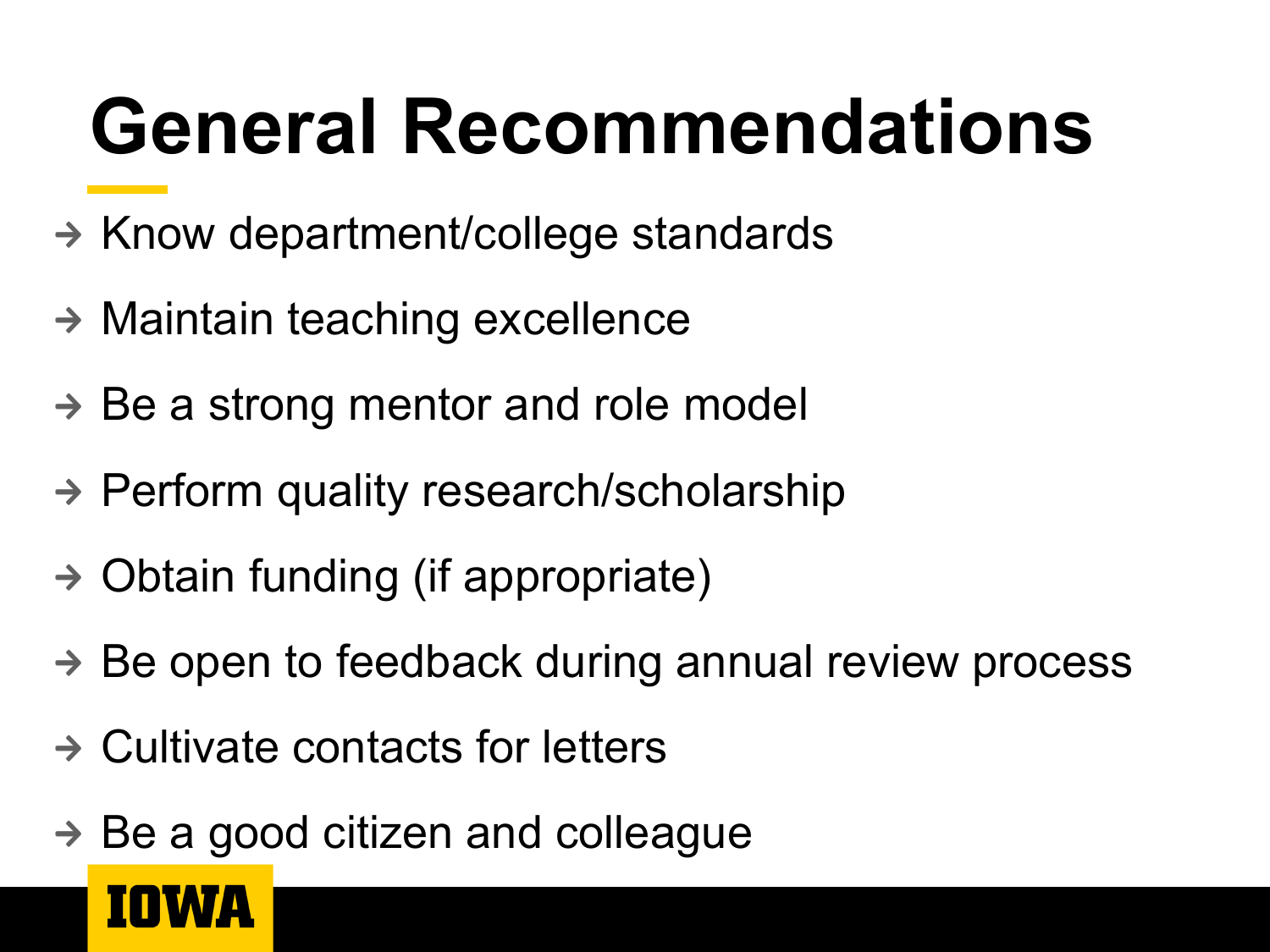# General Recommendations

- Know department/college standards
- Maintain teaching excellence
- Be a strong mentor and role model
- Perform quality research/scholarship
- Obtain funding (if appropriate)
- Be open to feedback during annual review process
- Cultivate contacts for letters
- Be a good citizen and colleague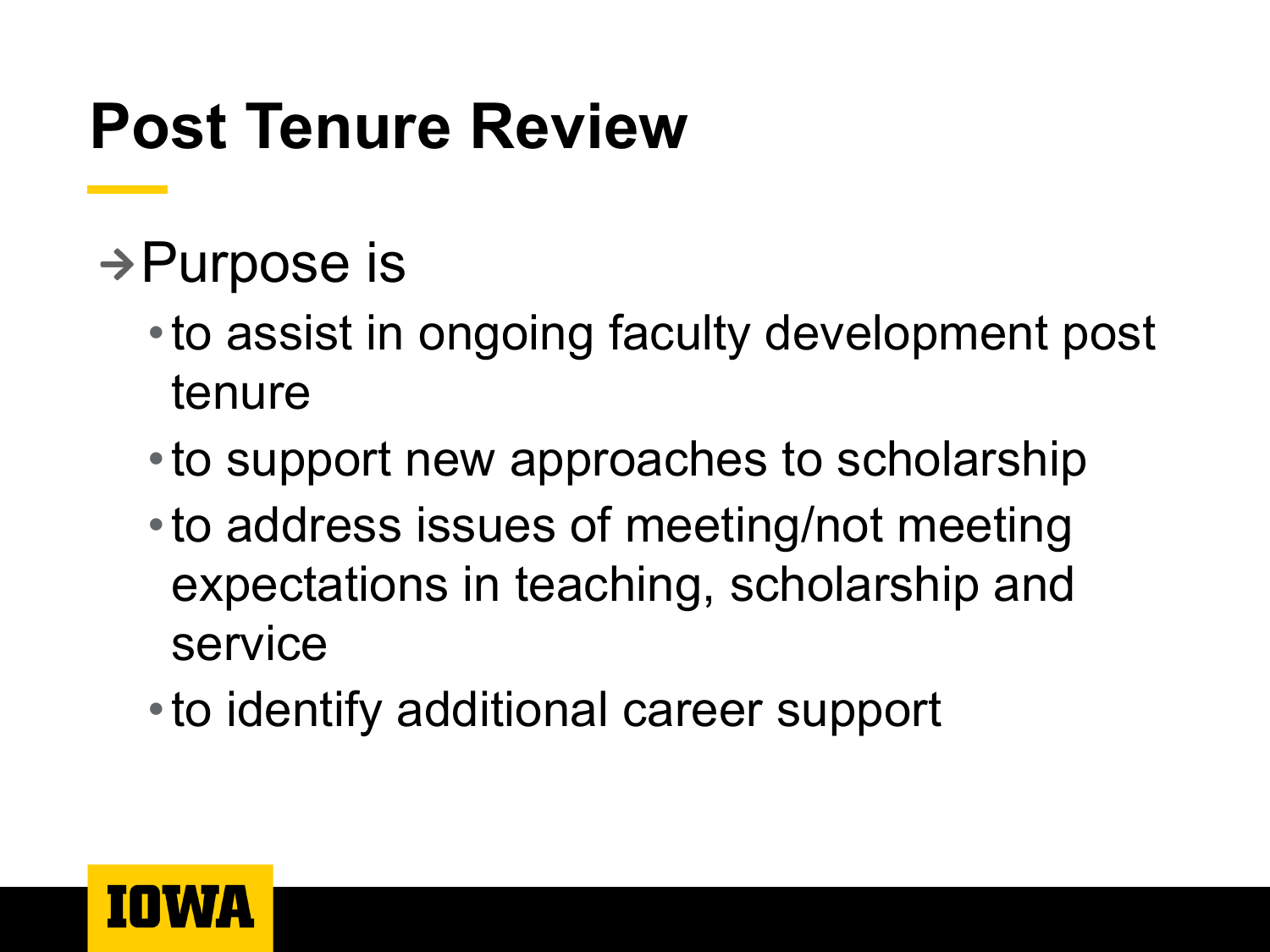# Post Tenure Review

- Purpose is
  - to assist in ongoing faculty development post tenure
  - to support new approaches to scholarship
  - to address issues of meeting/not meeting expectations in teaching, scholarship and service
  - to identify additional career support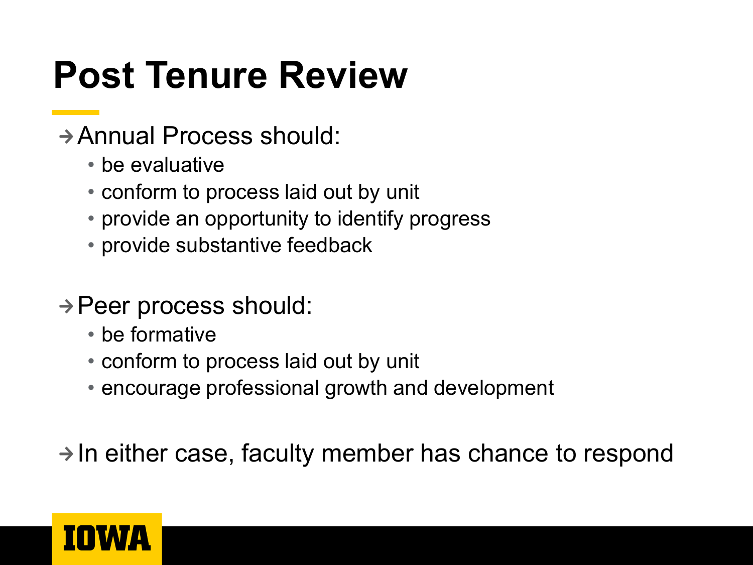# Post Tenure Review

→ Annual Process should:

- be evaluative
- conform to process laid out by unit
- provide an opportunity to identify progress
- provide substantive feedback

→ Peer process should:

- be formative
- conform to process laid out by unit
- encourage professional growth and development

→ In either case, faculty member has chance to respond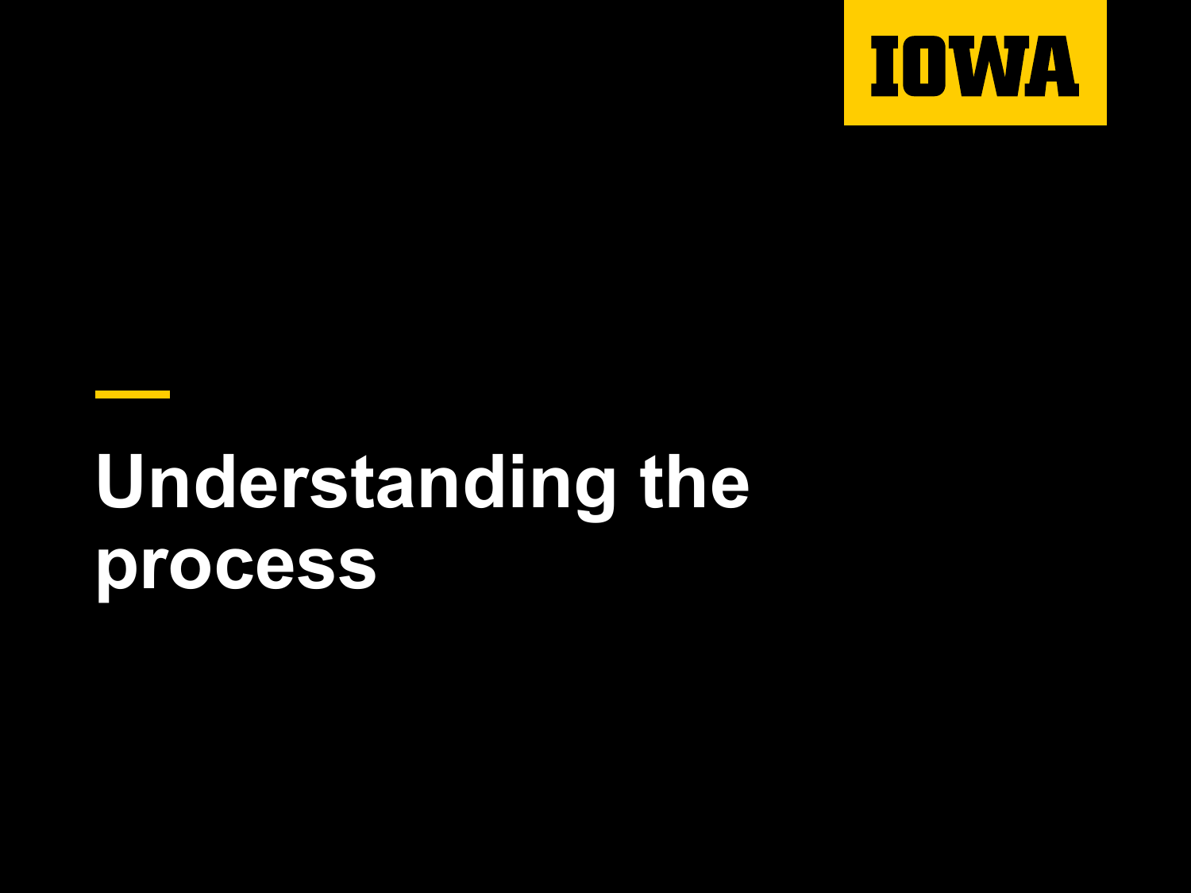# Understanding the process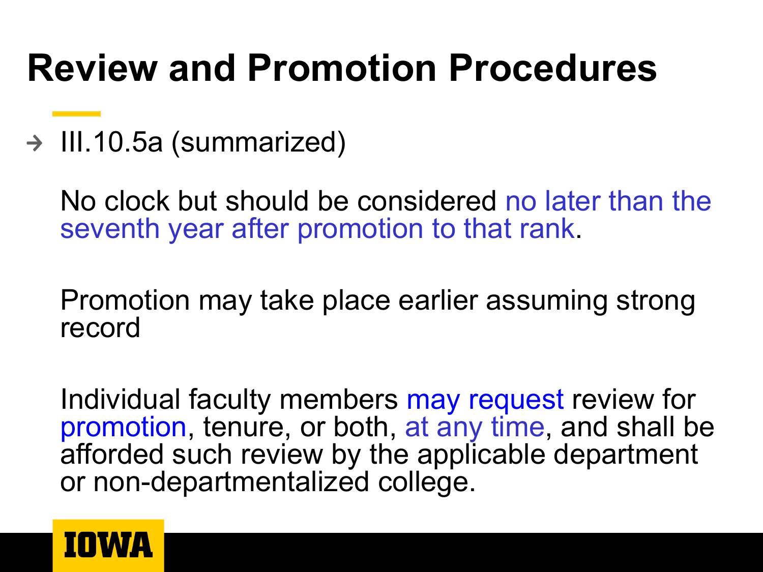# Review and Promotion Procedures

- III.10.5a (summarized)

  No clock but should be considered no later than the seventh year after promotion to that rank.

  Promotion may take place earlier assuming strong record

  Individual faculty members may request review for promotion, tenure, or both, at any time, and shall be afforded such review by the applicable department or non-departmentalized college.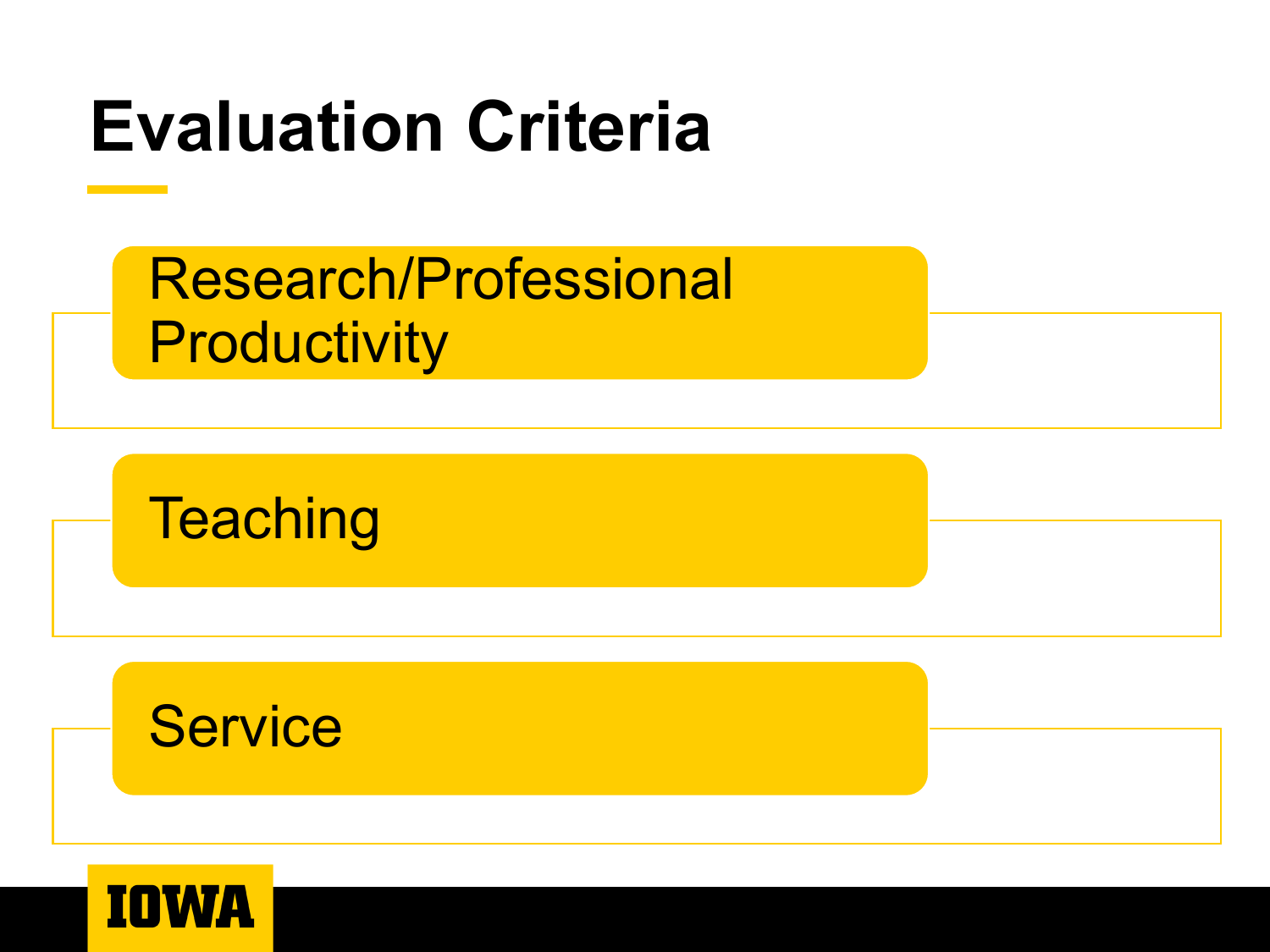# Evaluation Criteria

- Research/Professional Productivity
- Teaching
- Service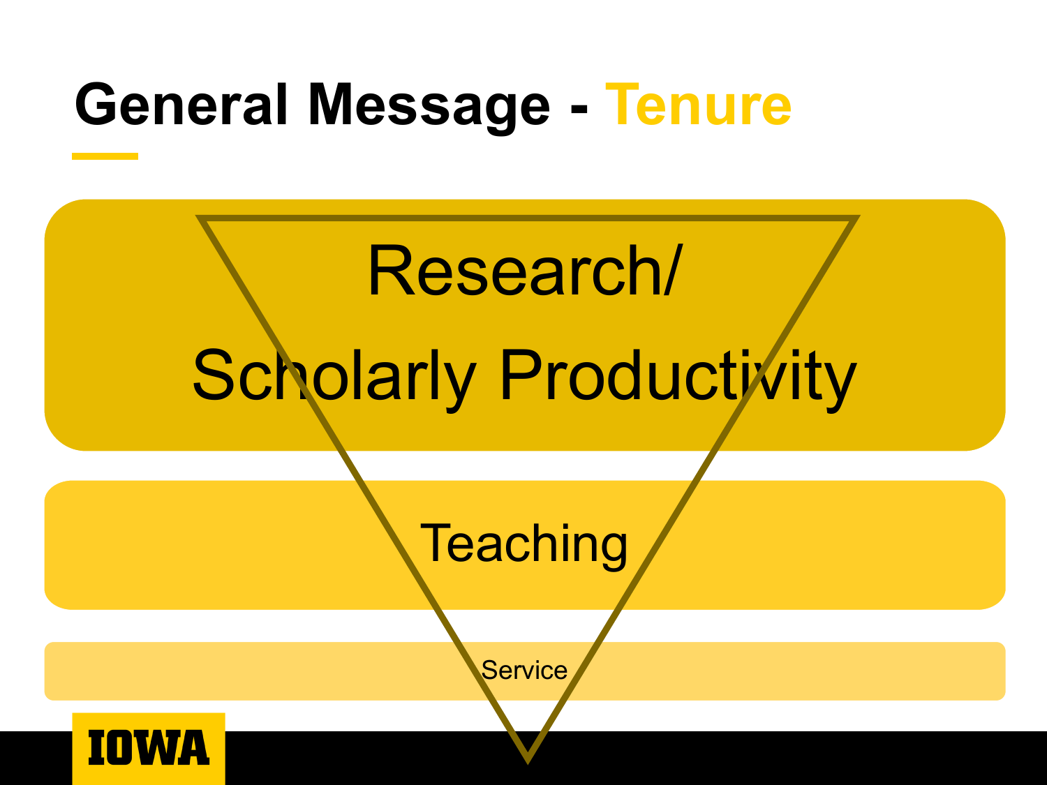# General Message - Tenure

Research/ Scholarly Productivity

Teaching

Service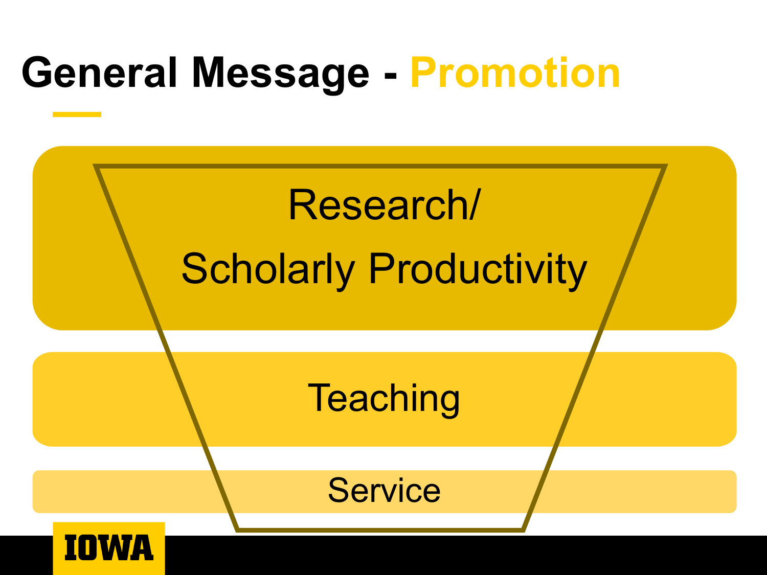# General Message - Promotion

Research/
Scholarly Productivity

Teaching

Service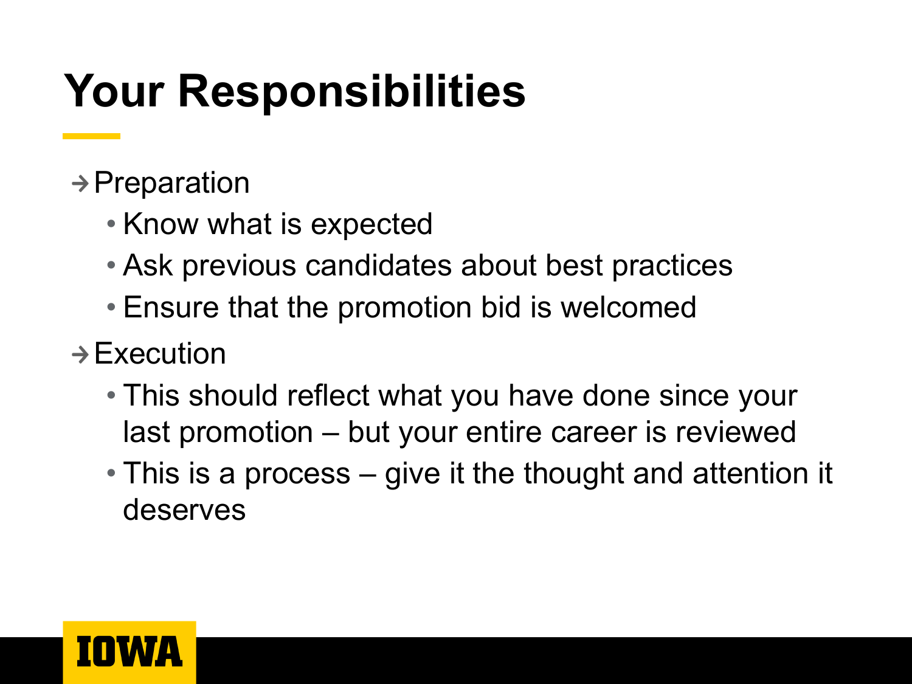# Your Responsibilities

- Preparation
  - Know what is expected
  - Ask previous candidates about best practices
  - Ensure that the promotion bid is welcomed
- Execution
  - This should reflect what you have done since your last promotion – but your entire career is reviewed
  - This is a process – give it the thought and attention it deserves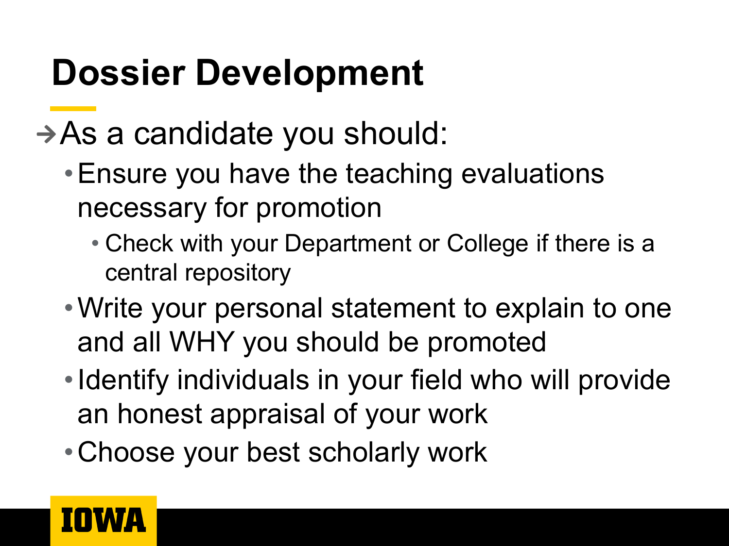# Dossier Development

→ As a candidate you should:

- Ensure you have the teaching evaluations necessary for promotion
  - Check with your Department or College if there is a central repository
- Write your personal statement to explain to one and all WHY you should be promoted
- Identify individuals in your field who will provide an honest appraisal of your work
- Choose your best scholarly work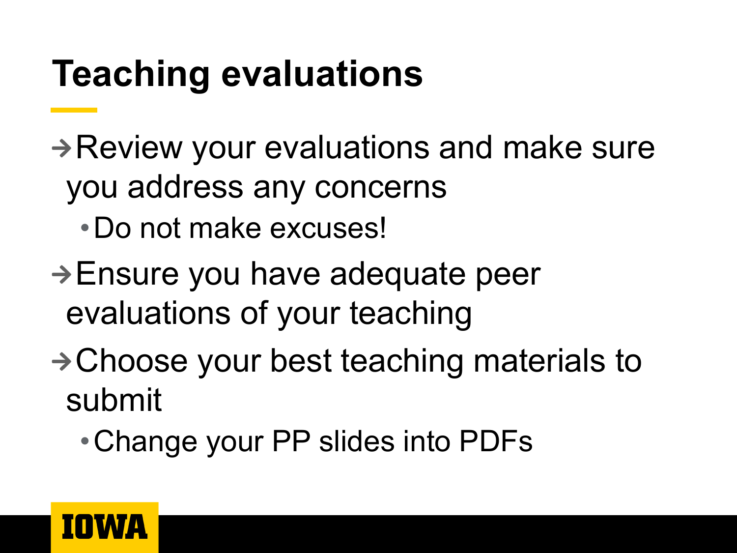# Teaching evaluations

- → Review your evaluations and make sure you address any concerns
  - Do not make excuses!
- → Ensure you have adequate peer evaluations of your teaching
- → Choose your best teaching materials to submit
  - Change your PP slides into PDFs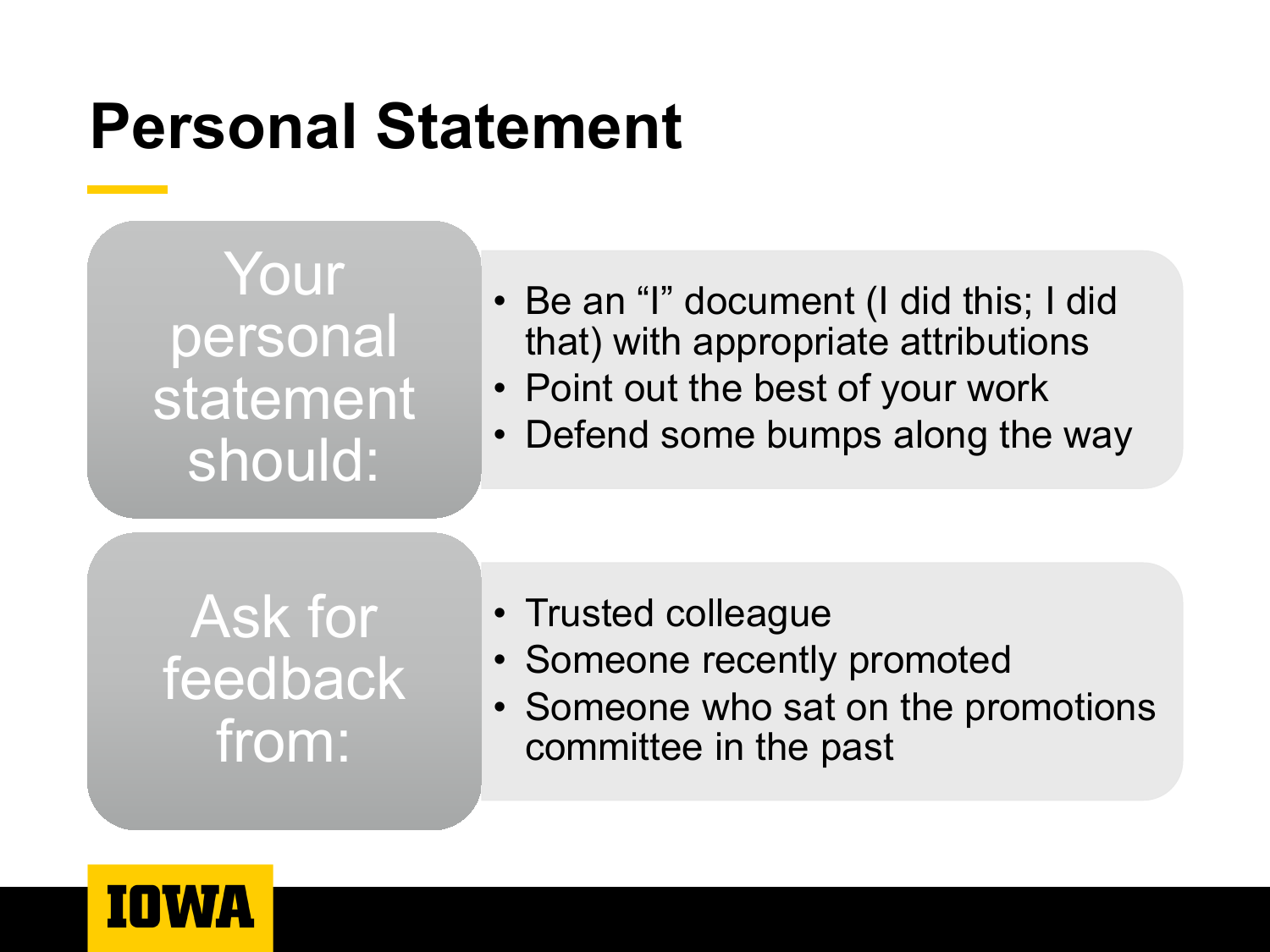# Personal Statement

**Your personal statement should:**

- Be an "I" document (I did this; I did that) with appropriate attributions
- Point out the best of your work
- Defend some bumps along the way

**Ask for feedback from:**

- Trusted colleague
- Someone recently promoted
- Someone who sat on the promotions committee in the past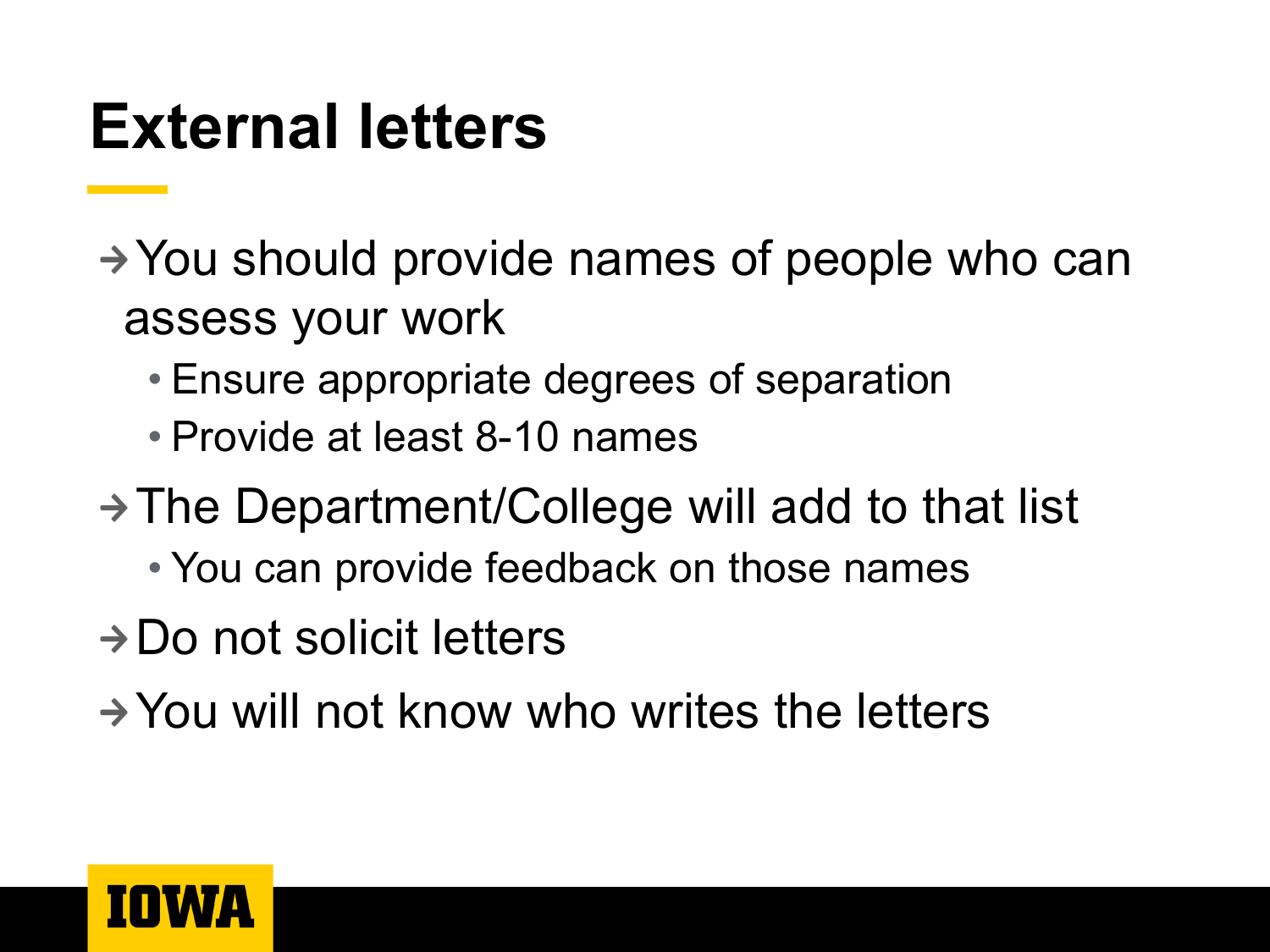# External letters

- → You should provide names of people who can assess your work
  - Ensure appropriate degrees of separation
  - Provide at least 8-10 names
- → The Department/College will add to that list
  - You can provide feedback on those names
- → Do not solicit letters
- → You will not know who writes the letters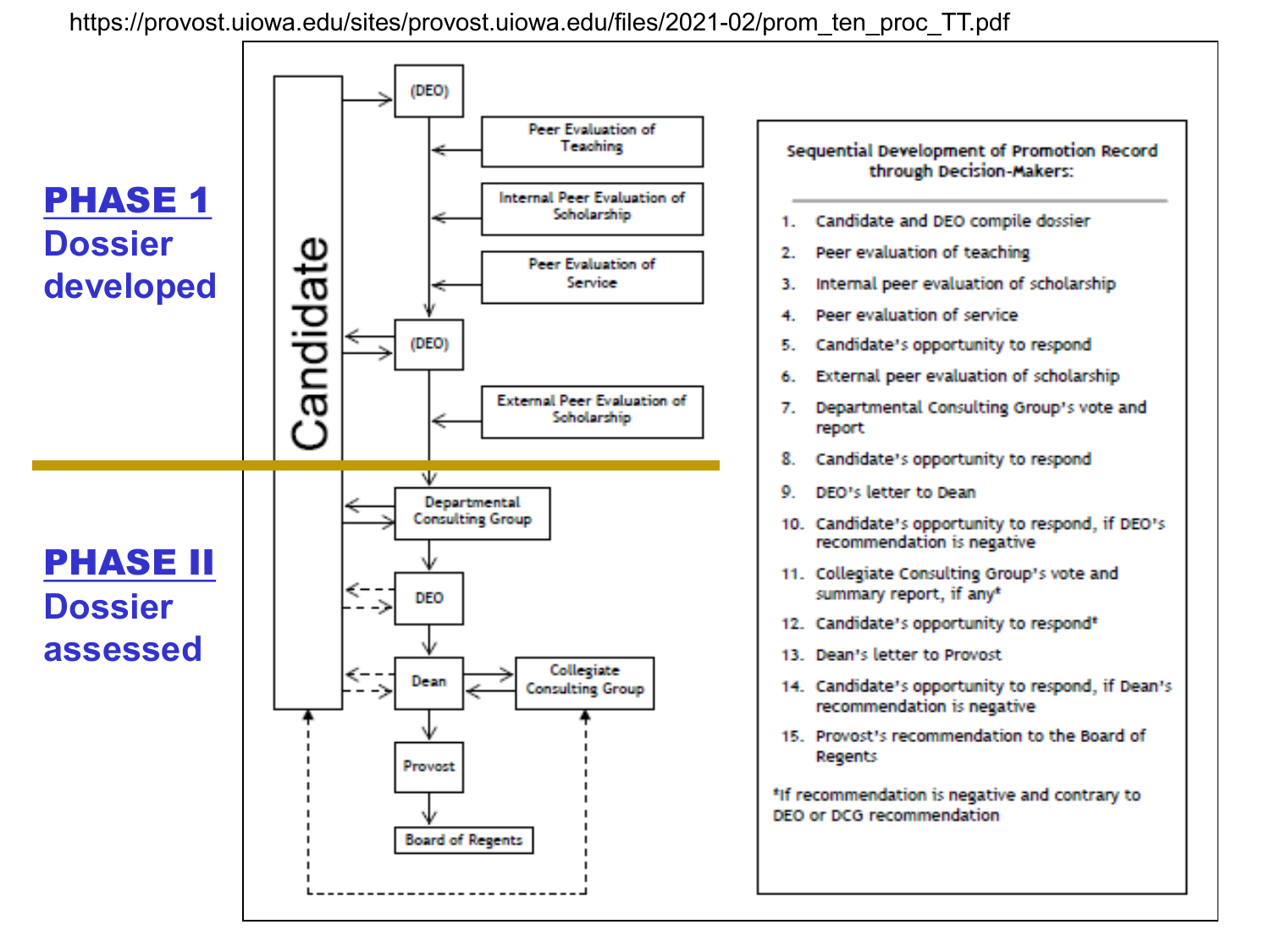https://provost.uiowa.edu/sites/provost.uiowa.edu/files/2021-02/prom_ten_proc_TT.pdf

**PHASE 1**
**Dossier developed**

**PHASE II**
**Dossier assessed**

Candidate

(DEO)

Peer Evaluation of Teaching

Internal Peer Evaluation of Scholarship

Peer Evaluation of Service

(DEO)

External Peer Evaluation of Scholarship

Departmental Consulting Group

DEO

Dean

Collegiate Consulting Group

Provost

Board of Regents

**Sequential Development of Promotion Record through Decision-Makers:**

1. Candidate and DEO compile dossier
2. Peer evaluation of teaching
3. Internal peer evaluation of scholarship
4. Peer evaluation of service
5. Candidate's opportunity to respond
6. External peer evaluation of scholarship
7. Departmental Consulting Group's vote and report
8. Candidate's opportunity to respond
9. DEO's letter to Dean
10. Candidate's opportunity to respond, if DEO's recommendation is negative
11. Collegiate Consulting Group's vote and summary report, if any*
12. Candidate's opportunity to respond*
13. Dean's letter to Provost
14. Candidate's opportunity to respond, if Dean's recommendation is negative
15. Provost's recommendation to the Board of Regents

*If recommendation is negative and contrary to DEO or DCG recommendation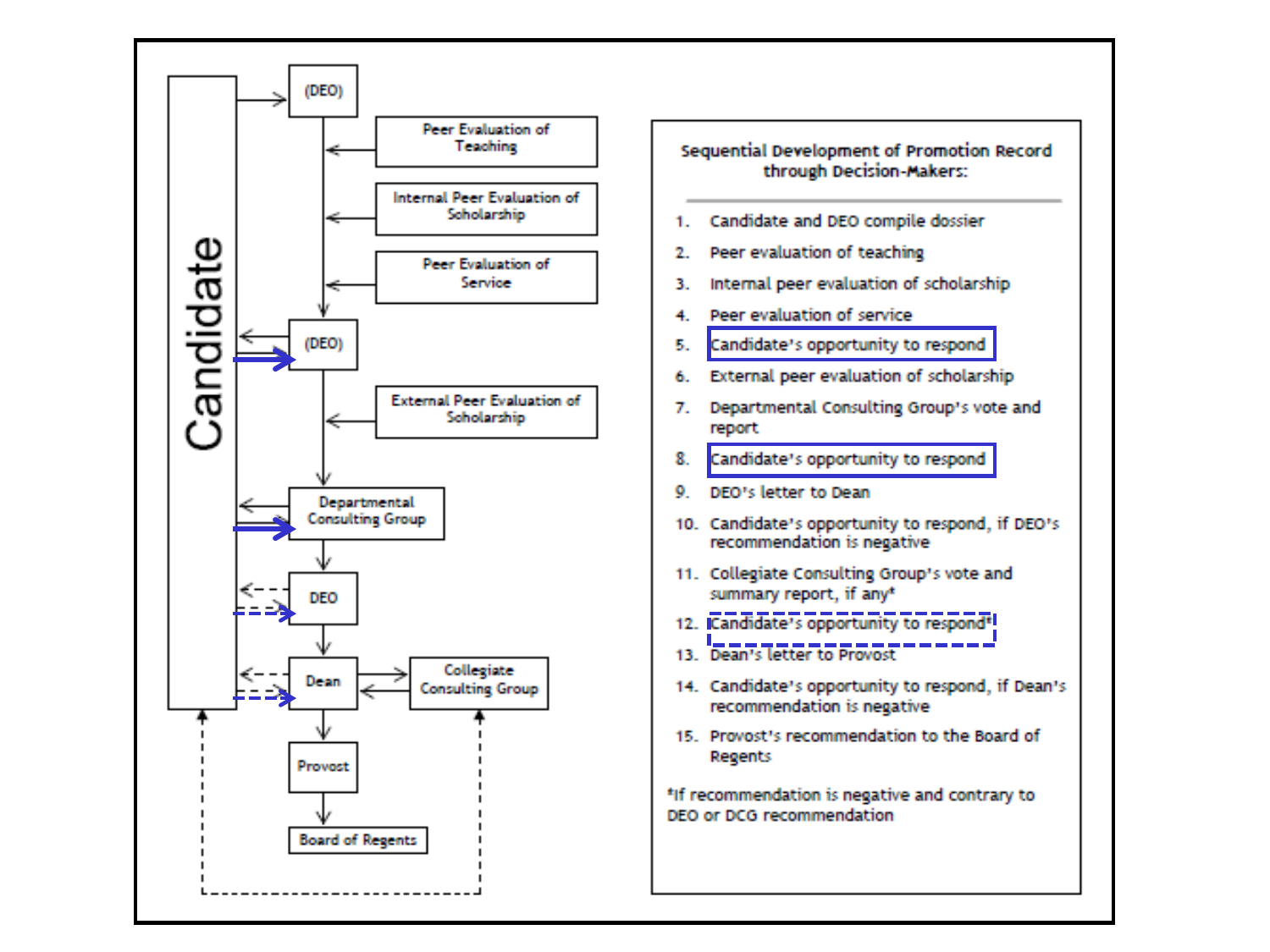Candidate

(DEO)

Peer Evaluation of Teaching

Internal Peer Evaluation of Scholarship

Peer Evaluation of Service

(DEO)

External Peer Evaluation of Scholarship

Departmental Consulting Group

DEO

Dean

Collegiate Consulting Group

Provost

Board of Regents

**Sequential Development of Promotion Record through Decision-Makers:**

1. Candidate and DEO compile dossier
2. Peer evaluation of teaching
3. Internal peer evaluation of scholarship
4. Peer evaluation of service
5. Candidate's opportunity to respond
6. External peer evaluation of scholarship
7. Departmental Consulting Group's vote and report
8. Candidate's opportunity to respond
9. DEO's letter to Dean
10. Candidate's opportunity to respond, if DEO's recommendation is negative
11. Collegiate Consulting Group's vote and summary report, if any*
12. Candidate's opportunity to respond*
13. Dean's letter to Provost
14. Candidate's opportunity to respond, if Dean's recommendation is negative
15. Provost's recommendation to the Board of Regents

*If recommendation is negative and contrary to DEO or DCG recommendation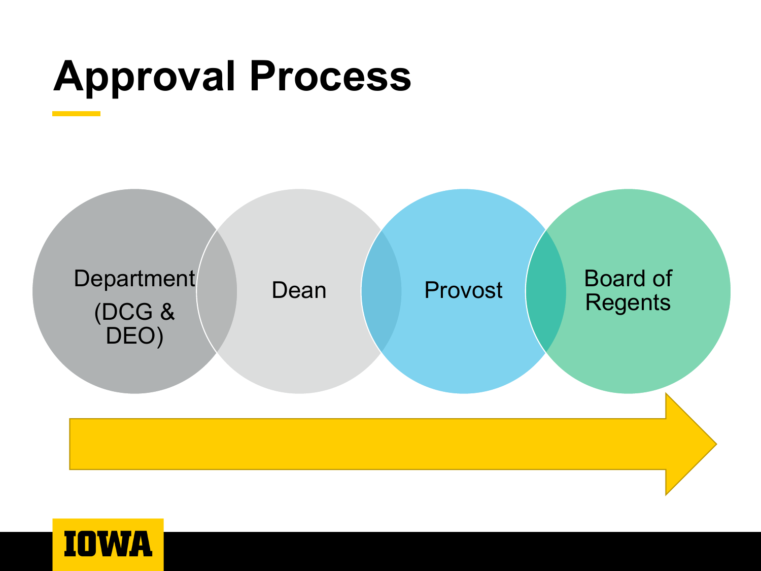# Approval Process

Department (DCG & DEO)

Dean

Provost

Board of Regents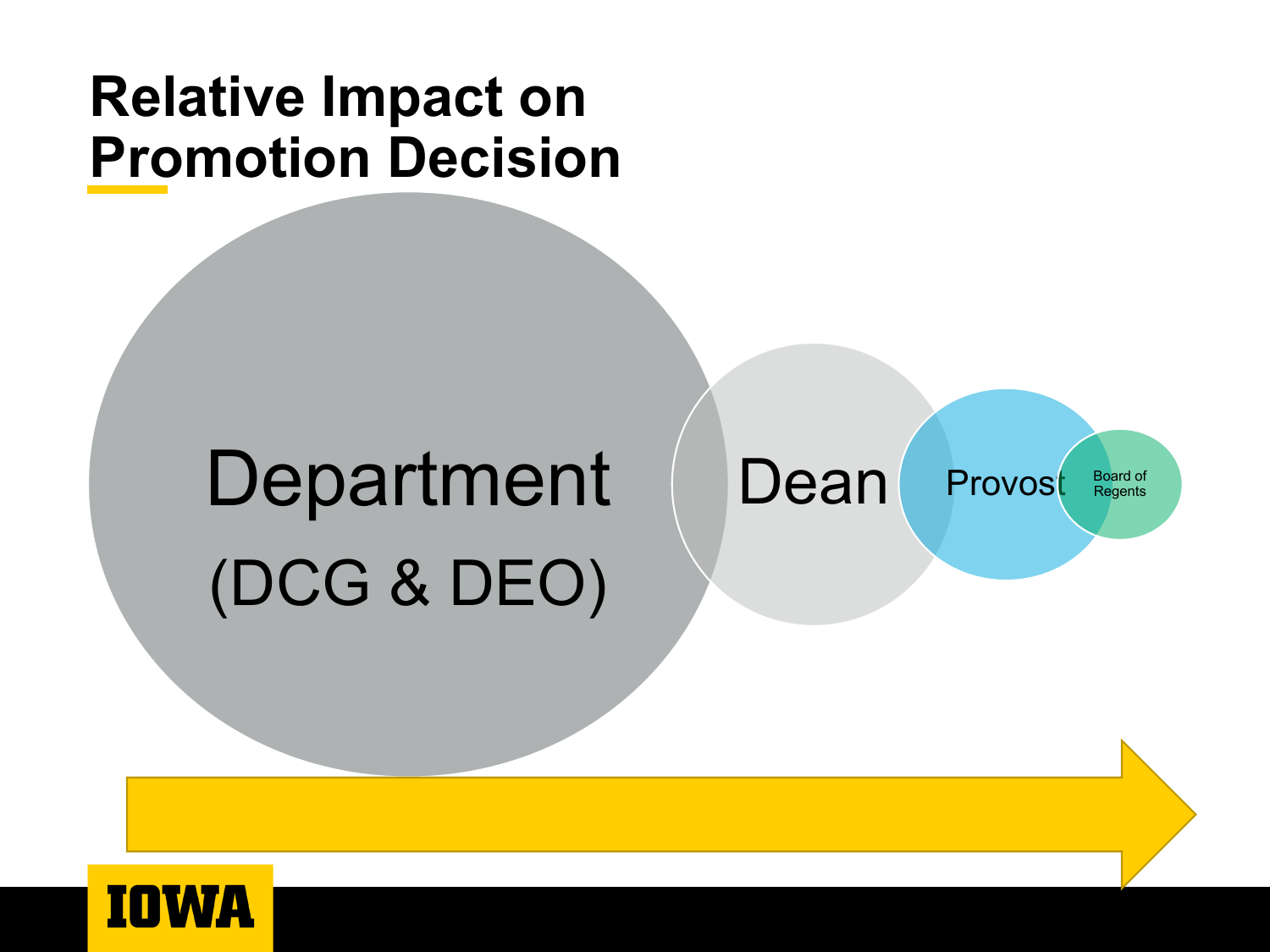# Relative Impact on Promotion Decision

Department
(DCG & DEO)

Dean

Provost

Board of Regents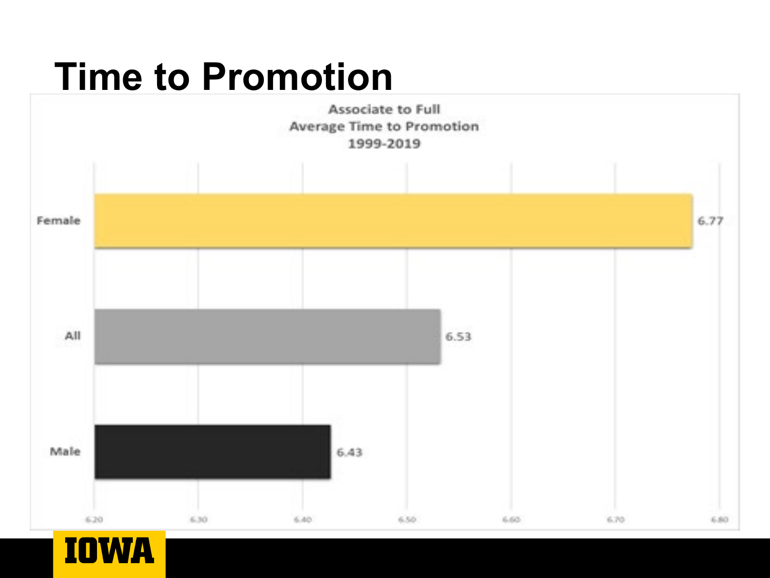# Time to Promotion

**Associate to Full**
**Average Time to Promotion**
**1999-2019**

| | Average Time to Promotion |
|---|---|
| Female | 6.77 |
| All | 6.53 |
| Male | 6.43 |

6.20 6.30 6.40 6.50 6.60 6.70 6.80

IOWA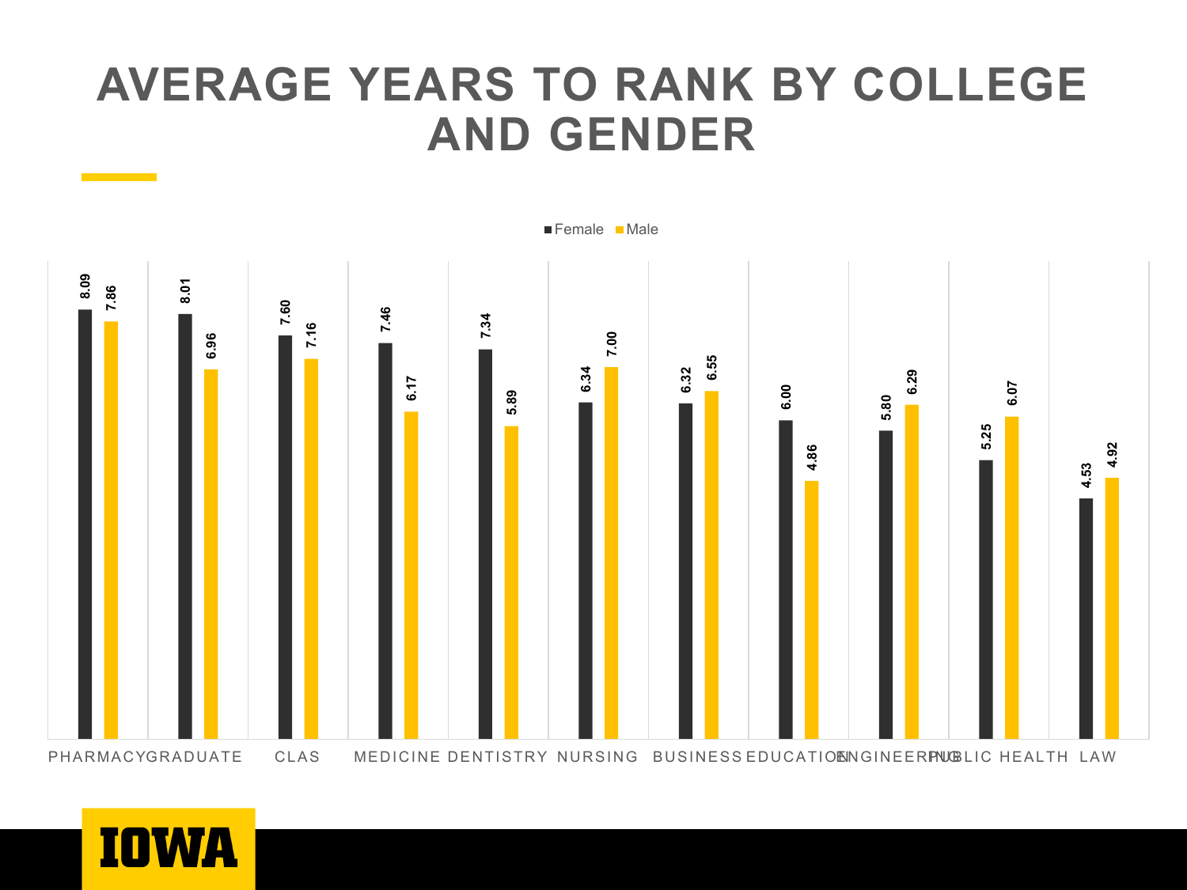# AVERAGE YEARS TO RANK BY COLLEGE AND GENDER

| College | Female | Male |
|---|---|---|
| PHARMACY | 8.09 | 7.86 |
| GRADUATE | 8.01 | 6.96 |
| CLAS | 7.60 | 7.16 |
| MEDICINE | 7.46 | 6.17 |
| DENTISTRY | 7.34 | 5.89 |
| NURSING | 6.34 | 7.00 |
| BUSINESS | 6.32 | 6.55 |
| EDUCATION | 6.00 | 4.86 |
| ENGINEERING | 5.80 | 6.29 |
| PUBLIC HEALTH | 5.25 | 6.07 |
| LAW | 4.53 | 4.92 |

IOWA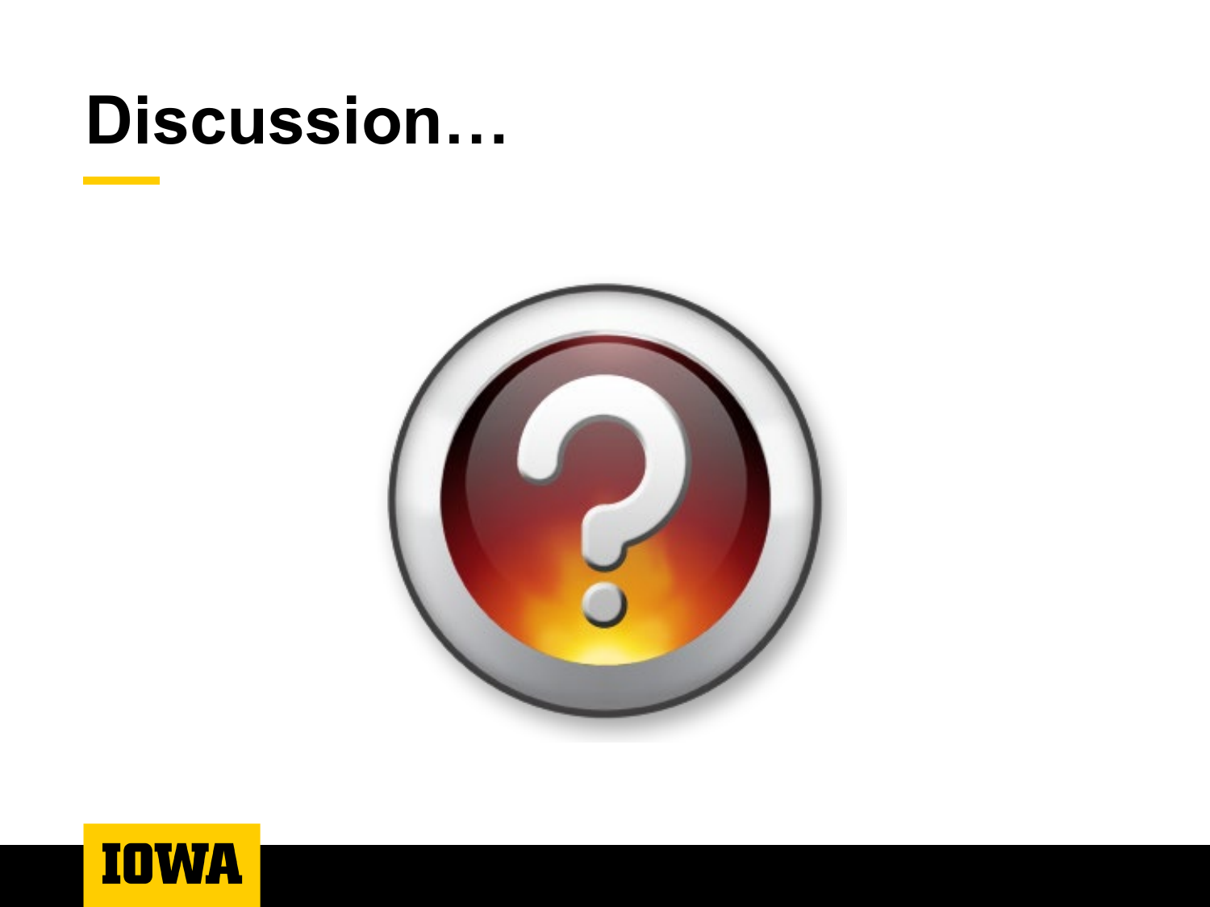# Discussion…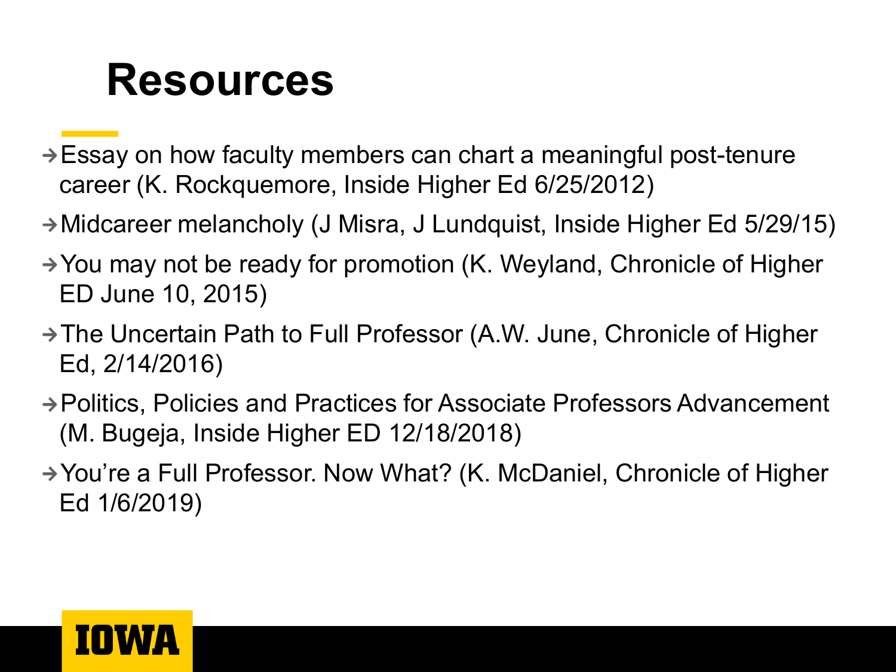# Resources

- Essay on how faculty members can chart a meaningful post-tenure career (K. Rockquemore, Inside Higher Ed 6/25/2012)
- Midcareer melancholy (J Misra, J Lundquist, Inside Higher Ed 5/29/15)
- You may not be ready for promotion (K. Weyland, Chronicle of Higher ED June 10, 2015)
- The Uncertain Path to Full Professor (A.W. June, Chronicle of Higher Ed, 2/14/2016)
- Politics, Policies and Practices for Associate Professors Advancement (M. Bugeja, Inside Higher ED 12/18/2018)
- You're a Full Professor. Now What? (K. McDaniel, Chronicle of Higher Ed 1/6/2019)